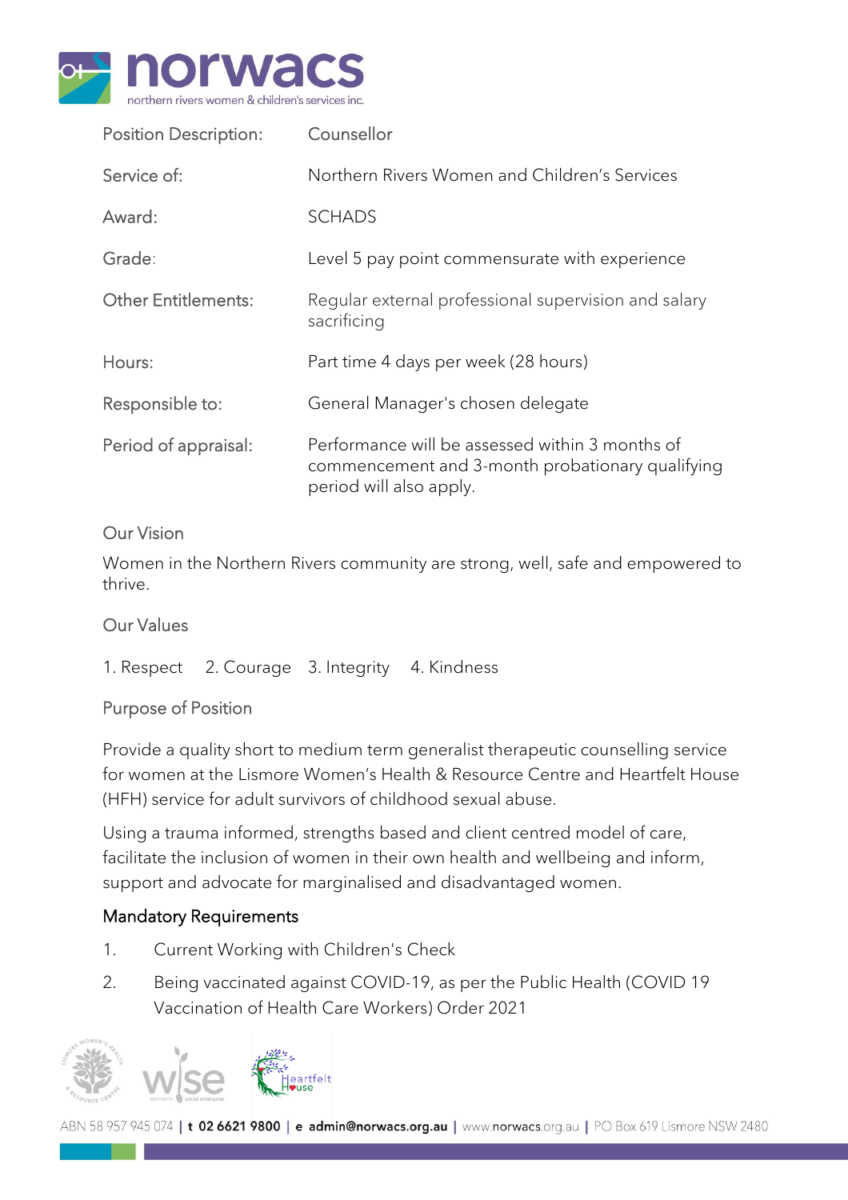| Position Description: | Counsellor |
| --- | --- |
| Service of: | Northern Rivers Women and Children's Services |
| Award: | SCHADS |
| Grade: | Level 5 pay point commensurate with experience |
| Other Entitlements: | Regular external professional supervision and salary sacrificing |
| Hours: | Part time 4 days per week (28 hours) |
| Responsible to: | General Manager's chosen delegate |
| Period of appraisal: | Performance will be assessed within 3 months of commencement and 3-month probationary qualifying period will also apply. |

## Our Vision

Women in the Northern Rivers community are strong, well, safe and empowered to thrive.

## Our Values

1. Respect 2. Courage 3. Integrity 4. Kindness

## Purpose of Position

Provide a quality short to medium term generalist therapeutic counselling service for women at the Lismore Women's Health & Resource Centre and Heartfelt House (HFH) service for adult survivors of childhood sexual abuse.

Using a trauma informed, strengths based and client centred model of care, facilitate the inclusion of women in their own health and wellbeing and inform, support and advocate for marginalised and disadvantaged women.

## Mandatory Requirements

1. Current Working with Children's Check
2. Being vaccinated against COVID-19, as per the Public Health (COVID 19 Vaccination of Health Care Workers) Order 2021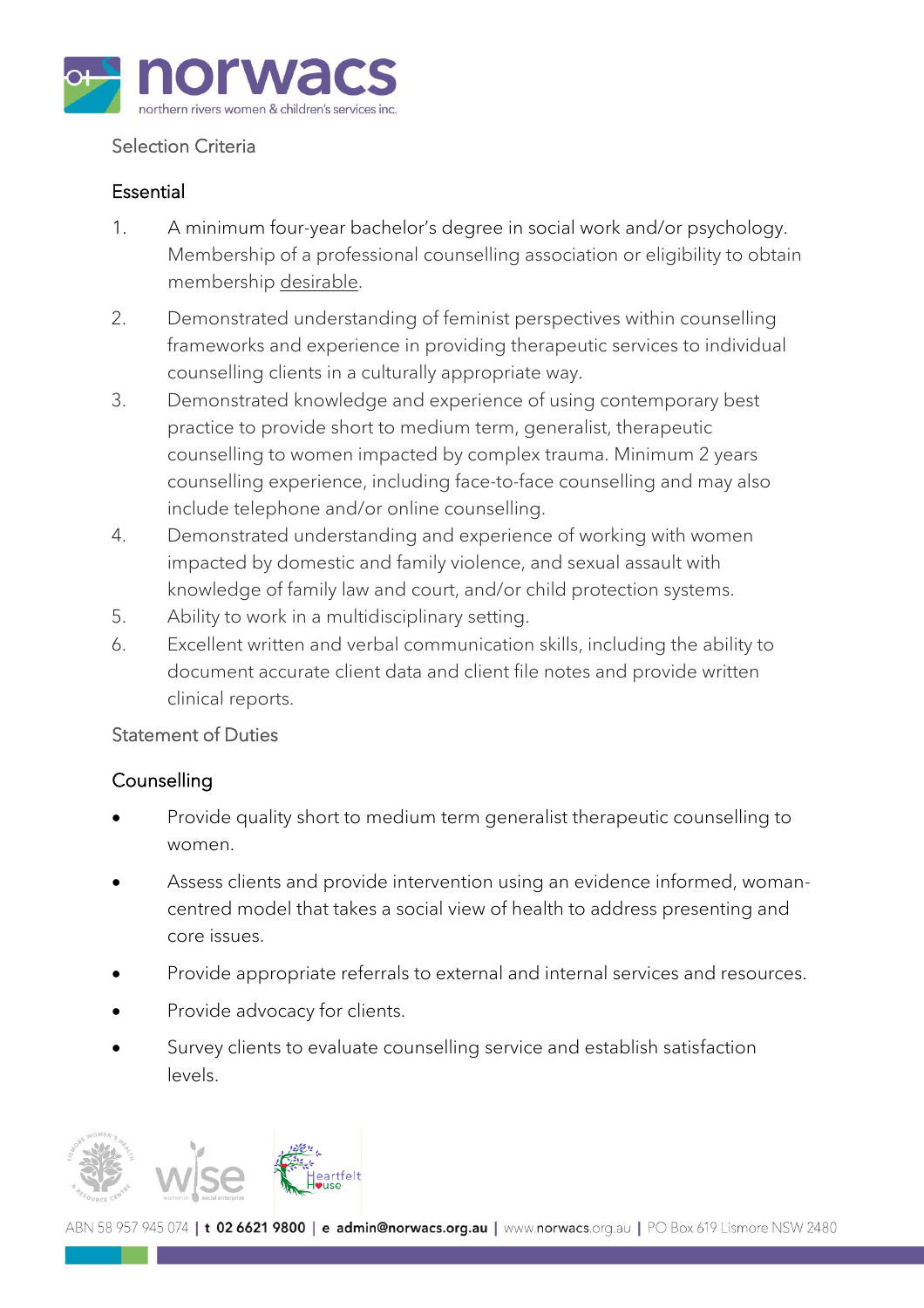Selection Criteria

## Essential

1. A minimum four-year bachelor's degree in social work and/or psychology. Membership of a professional counselling association or eligibility to obtain membership desirable.
2. Demonstrated understanding of feminist perspectives within counselling frameworks and experience in providing therapeutic services to individual counselling clients in a culturally appropriate way.
3. Demonstrated knowledge and experience of using contemporary best practice to provide short to medium term, generalist, therapeutic counselling to women impacted by complex trauma. Minimum 2 years counselling experience, including face-to-face counselling and may also include telephone and/or online counselling.
4. Demonstrated understanding and experience of working with women impacted by domestic and family violence, and sexual assault with knowledge of family law and court, and/or child protection systems.
5. Ability to work in a multidisciplinary setting.
6. Excellent written and verbal communication skills, including the ability to document accurate client data and client file notes and provide written clinical reports.

Statement of Duties

## Counselling

- Provide quality short to medium term generalist therapeutic counselling to women.
- Assess clients and provide intervention using an evidence informed, woman-centred model that takes a social view of health to address presenting and core issues.
- Provide appropriate referrals to external and internal services and resources.
- Provide advocacy for clients.
- Survey clients to evaluate counselling service and establish satisfaction levels.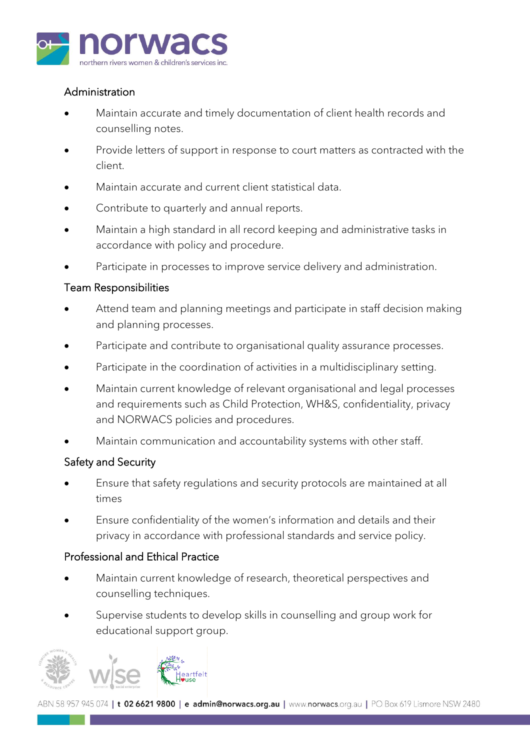## Administration

- Maintain accurate and timely documentation of client health records and counselling notes.
- Provide letters of support in response to court matters as contracted with the client.
- Maintain accurate and current client statistical data.
- Contribute to quarterly and annual reports.
- Maintain a high standard in all record keeping and administrative tasks in accordance with policy and procedure.
- Participate in processes to improve service delivery and administration.

## Team Responsibilities

- Attend team and planning meetings and participate in staff decision making and planning processes.
- Participate and contribute to organisational quality assurance processes.
- Participate in the coordination of activities in a multidisciplinary setting.
- Maintain current knowledge of relevant organisational and legal processes and requirements such as Child Protection, WH&S, confidentiality, privacy and NORWACS policies and procedures.
- Maintain communication and accountability systems with other staff.

## Safety and Security

- Ensure that safety regulations and security protocols are maintained at all times
- Ensure confidentiality of the women's information and details and their privacy in accordance with professional standards and service policy.

## Professional and Ethical Practice

- Maintain current knowledge of research, theoretical perspectives and counselling techniques.
- Supervise students to develop skills in counselling and group work for educational support group.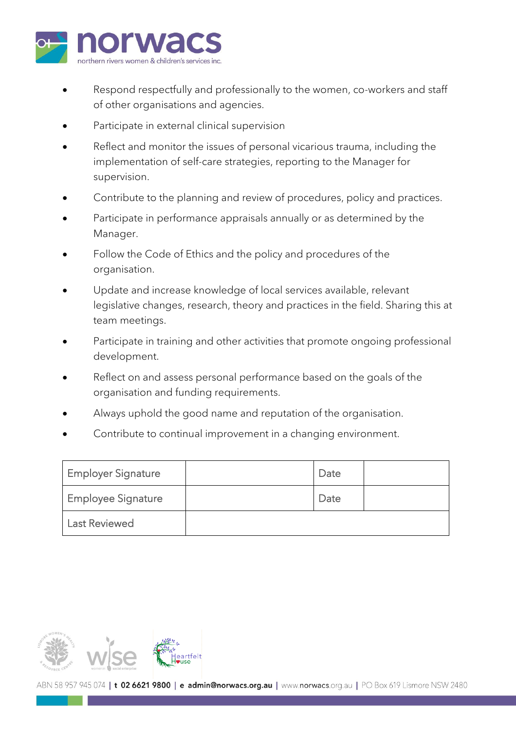- Respond respectfully and professionally to the women, co-workers and staff of other organisations and agencies.
- Participate in external clinical supervision
- Reflect and monitor the issues of personal vicarious trauma, including the implementation of self-care strategies, reporting to the Manager for supervision.
- Contribute to the planning and review of procedures, policy and practices.
- Participate in performance appraisals annually or as determined by the Manager.
- Follow the Code of Ethics and the policy and procedures of the organisation.
- Update and increase knowledge of local services available, relevant legislative changes, research, theory and practices in the field. Sharing this at team meetings.
- Participate in training and other activities that promote ongoing professional development.
- Reflect on and assess personal performance based on the goals of the organisation and funding requirements.
- Always uphold the good name and reputation of the organisation.
- Contribute to continual improvement in a changing environment.

| | | | |
|---|---|---|---|
| Employer Signature | | Date | |
| Employee Signature | | Date | |
| Last Reviewed | | | |